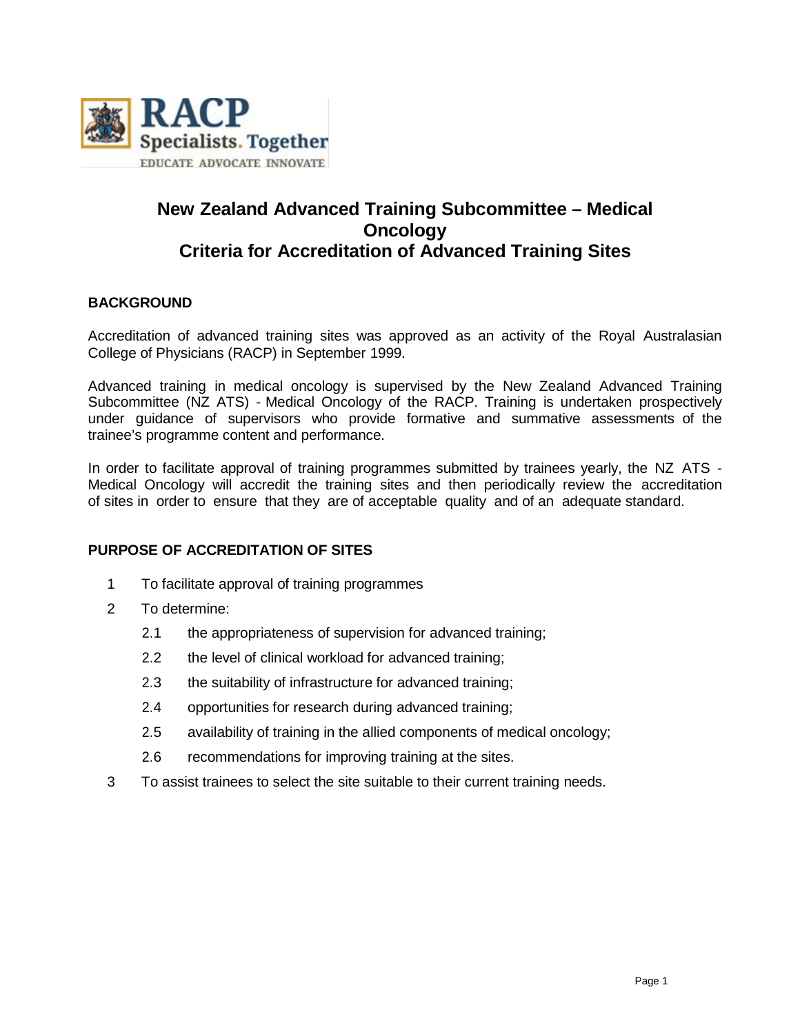# New Zealand Advanced Training Subcommittee – Medical Oncology
# Criteria for Accreditation of Advanced Training Sites

## BACKGROUND

Accreditation of advanced training sites was approved as an activity of the Royal Australasian College of Physicians (RACP) in September 1999.

Advanced training in medical oncology is supervised by the New Zealand Advanced Training Subcommittee (NZ ATS) - Medical Oncology of the RACP. Training is undertaken prospectively under guidance of supervisors who provide formative and summative assessments of the trainee's programme content and performance.

In order to facilitate approval of training programmes submitted by trainees yearly, the NZ ATS - Medical Oncology will accredit the training sites and then periodically review the accreditation of sites in order to ensure that they are of acceptable quality and of an adequate standard.

## PURPOSE OF ACCREDITATION OF SITES

1 To facilitate approval of training programmes

2 To determine:

   2.1 the appropriateness of supervision for advanced training;

   2.2 the level of clinical workload for advanced training;

   2.3 the suitability of infrastructure for advanced training;

   2.4 opportunities for research during advanced training;

   2.5 availability of training in the allied components of medical oncology;

   2.6 recommendations for improving training at the sites.

3 To assist trainees to select the site suitable to their current training needs.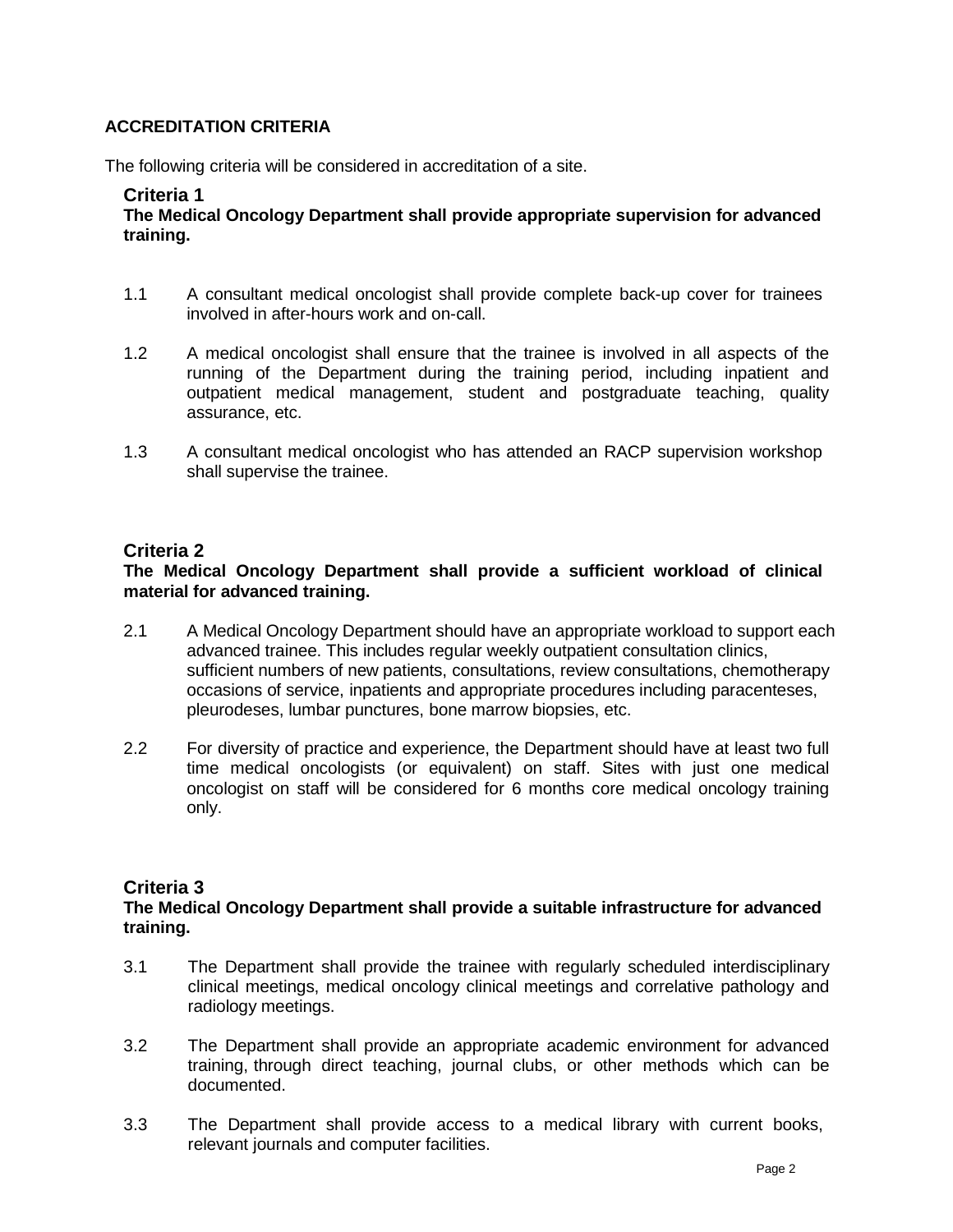## ACCREDITATION CRITERIA

The following criteria will be considered in accreditation of a site.

### Criteria 1

**The Medical Oncology Department shall provide appropriate supervision for advanced training.**

1.1 A consultant medical oncologist shall provide complete back-up cover for trainees involved in after-hours work and on-call.

1.2 A medical oncologist shall ensure that the trainee is involved in all aspects of the running of the Department during the training period, including inpatient and outpatient medical management, student and postgraduate teaching, quality assurance, etc.

1.3 A consultant medical oncologist who has attended an RACP supervision workshop shall supervise the trainee.

### Criteria 2

**The Medical Oncology Department shall provide a sufficient workload of clinical material for advanced training.**

2.1 A Medical Oncology Department should have an appropriate workload to support each advanced trainee. This includes regular weekly outpatient consultation clinics, sufficient numbers of new patients, consultations, review consultations, chemotherapy occasions of service, inpatients and appropriate procedures including paracenteses, pleurodeses, lumbar punctures, bone marrow biopsies, etc.

2.2 For diversity of practice and experience, the Department should have at least two full time medical oncologists (or equivalent) on staff. Sites with just one medical oncologist on staff will be considered for 6 months core medical oncology training only.

### Criteria 3

**The Medical Oncology Department shall provide a suitable infrastructure for advanced training.**

3.1 The Department shall provide the trainee with regularly scheduled interdisciplinary clinical meetings, medical oncology clinical meetings and correlative pathology and radiology meetings.

3.2 The Department shall provide an appropriate academic environment for advanced training, through direct teaching, journal clubs, or other methods which can be documented.

3.3 The Department shall provide access to a medical library with current books, relevant journals and computer facilities.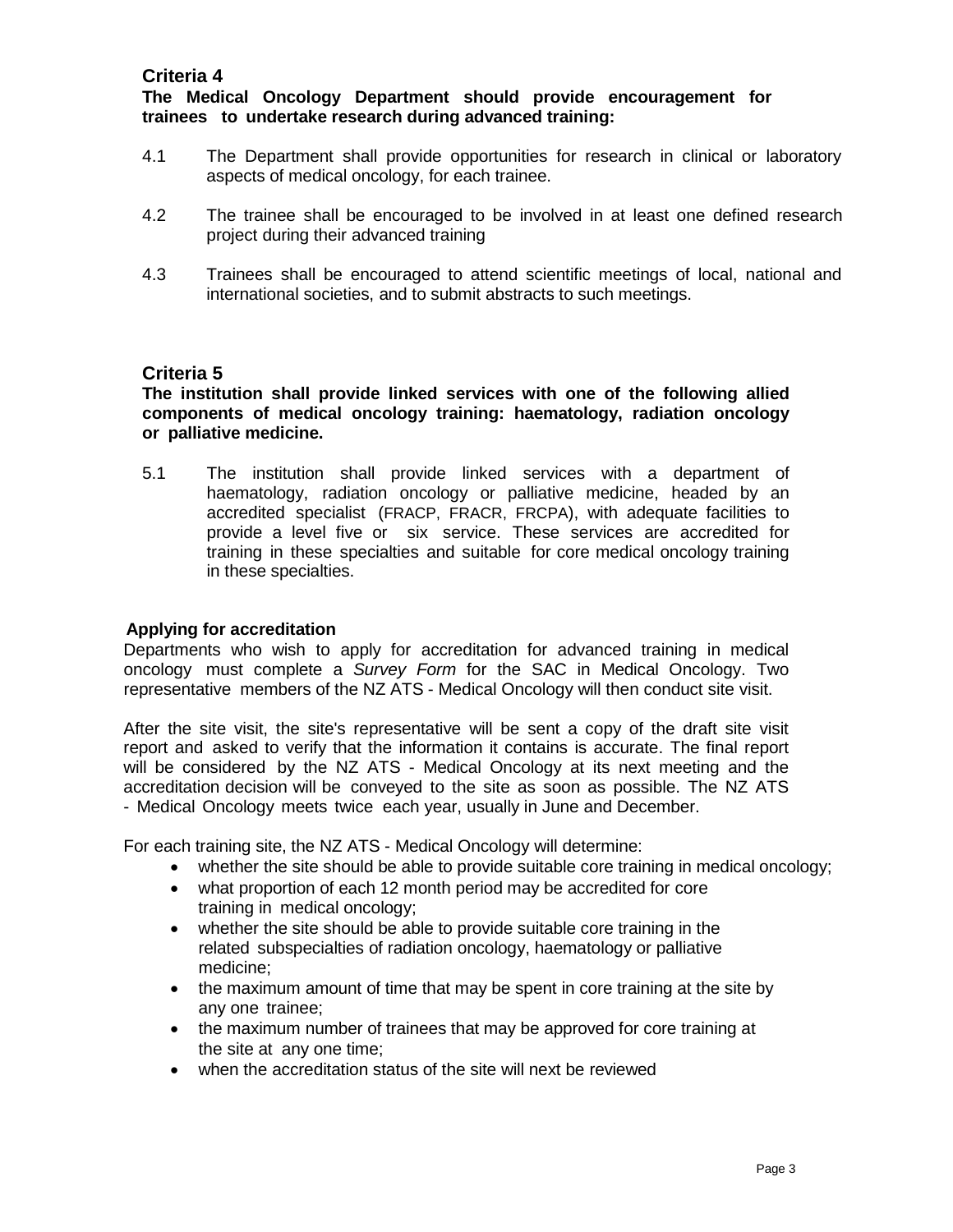## Criteria 4

**The Medical Oncology Department should provide encouragement for trainees to undertake research during advanced training:**

4.1 The Department shall provide opportunities for research in clinical or laboratory aspects of medical oncology, for each trainee.

4.2 The trainee shall be encouraged to be involved in at least one defined research project during their advanced training

4.3 Trainees shall be encouraged to attend scientific meetings of local, national and international societies, and to submit abstracts to such meetings.

## Criteria 5

**The institution shall provide linked services with one of the following allied components of medical oncology training: haematology, radiation oncology or palliative medicine.**

5.1 The institution shall provide linked services with a department of haematology, radiation oncology or palliative medicine, headed by an accredited specialist (FRACP, FRACR, FRCPA), with adequate facilities to provide a level five or six service. These services are accredited for training in these specialties and suitable for core medical oncology training in these specialties.

### Applying for accreditation

Departments who wish to apply for accreditation for advanced training in medical oncology must complete a *Survey Form* for the SAC in Medical Oncology. Two representative members of the NZ ATS - Medical Oncology will then conduct site visit.

After the site visit, the site's representative will be sent a copy of the draft site visit report and asked to verify that the information it contains is accurate. The final report will be considered by the NZ ATS - Medical Oncology at its next meeting and the accreditation decision will be conveyed to the site as soon as possible. The NZ ATS - Medical Oncology meets twice each year, usually in June and December.

For each training site, the NZ ATS - Medical Oncology will determine:

- whether the site should be able to provide suitable core training in medical oncology;
- what proportion of each 12 month period may be accredited for core training in medical oncology;
- whether the site should be able to provide suitable core training in the related subspecialties of radiation oncology, haematology or palliative medicine;
- the maximum amount of time that may be spent in core training at the site by any one trainee;
- the maximum number of trainees that may be approved for core training at the site at any one time;
- when the accreditation status of the site will next be reviewed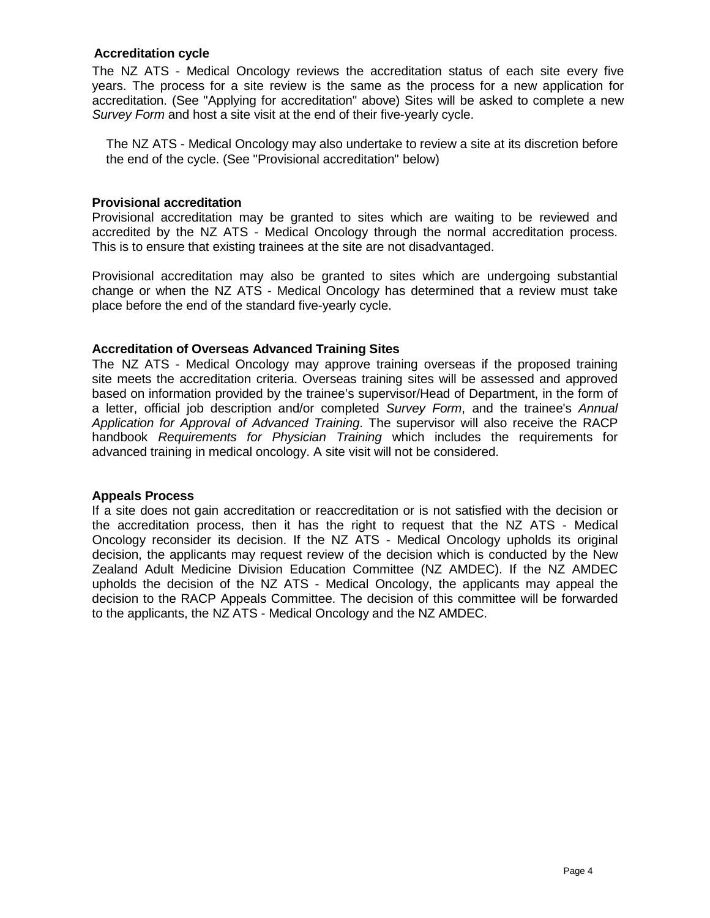### Accreditation cycle

The NZ ATS - Medical Oncology reviews the accreditation status of each site every five years. The process for a site review is the same as the process for a new application for accreditation. (See "Applying for accreditation" above) Sites will be asked to complete a new *Survey Form* and host a site visit at the end of their five-yearly cycle.

The NZ ATS - Medical Oncology may also undertake to review a site at its discretion before the end of the cycle. (See "Provisional accreditation" below)

### Provisional accreditation

Provisional accreditation may be granted to sites which are waiting to be reviewed and accredited by the NZ ATS - Medical Oncology through the normal accreditation process. This is to ensure that existing trainees at the site are not disadvantaged.

Provisional accreditation may also be granted to sites which are undergoing substantial change or when the NZ ATS - Medical Oncology has determined that a review must take place before the end of the standard five-yearly cycle.

### Accreditation of Overseas Advanced Training Sites

The NZ ATS - Medical Oncology may approve training overseas if the proposed training site meets the accreditation criteria. Overseas training sites will be assessed and approved based on information provided by the trainee's supervisor/Head of Department, in the form of a letter, official job description and/or completed *Survey Form*, and the trainee's *Annual Application for Approval of Advanced Training*. The supervisor will also receive the RACP handbook *Requirements for Physician Training* which includes the requirements for advanced training in medical oncology. A site visit will not be considered.

### Appeals Process

If a site does not gain accreditation or reaccreditation or is not satisfied with the decision or the accreditation process, then it has the right to request that the NZ ATS - Medical Oncology reconsider its decision. If the NZ ATS - Medical Oncology upholds its original decision, the applicants may request review of the decision which is conducted by the New Zealand Adult Medicine Division Education Committee (NZ AMDEC). If the NZ AMDEC upholds the decision of the NZ ATS - Medical Oncology, the applicants may appeal the decision to the RACP Appeals Committee. The decision of this committee will be forwarded to the applicants, the NZ ATS - Medical Oncology and the NZ AMDEC.